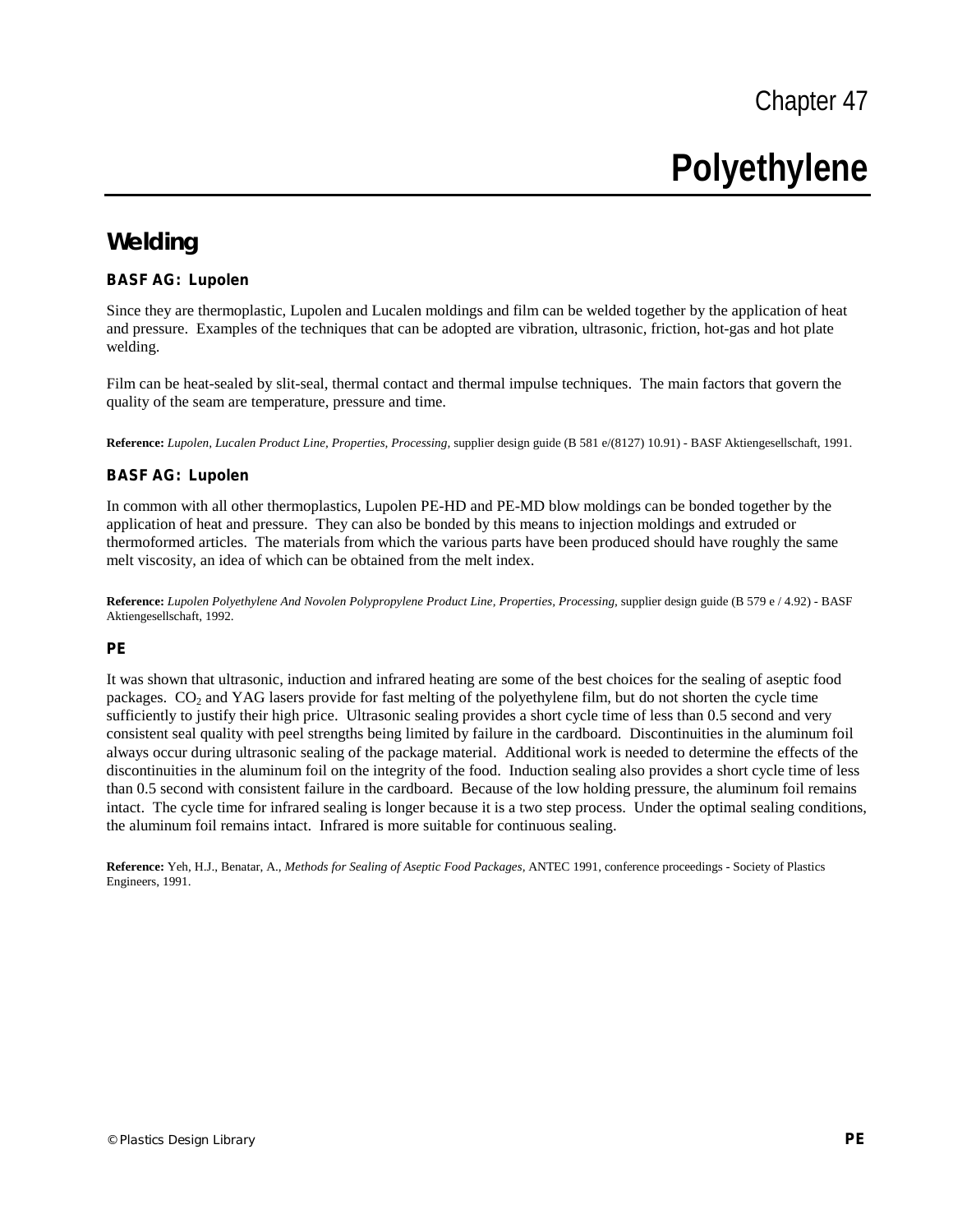Chapter 47

# Polyethylene

## Welding

### BASF AG: Lupolen

Since they are thermoplastic, Lupolen and Lucalen moldings and film can be welded together by the application of heat and pressure. Examples of the techniques that can be adopted are vibration, ultrasonic, friction, hot-gas and hot plate welding.

Film can be heat-sealed by slit-seal, thermal contact and thermal impulse techniques. The main factors that govern the quality of the seam are temperature, pressure and time.

**Reference:** *Lupolen, Lucalen Product Line, Properties, Processing,* supplier design guide (B 581 e/(8127) 10.91) - BASF Aktiengesellschaft, 1991.

### BASF AG: Lupolen

In common with all other thermoplastics, Lupolen PE-HD and PE-MD blow moldings can be bonded together by the application of heat and pressure. They can also be bonded by this means to injection moldings and extruded or thermoformed articles. The materials from which the various parts have been produced should have roughly the same melt viscosity, an idea of which can be obtained from the melt index.

**Reference:** *Lupolen Polyethylene And Novolen Polypropylene Product Line, Properties, Processing,* supplier design guide (B 579 e / 4.92) - BASF Aktiengesellschaft, 1992.

### PE

It was shown that ultrasonic, induction and infrared heating are some of the best choices for the sealing of aseptic food packages. $CO_2$ and YAG lasers provide for fast melting of the polyethylene film, but do not shorten the cycle time sufficiently to justify their high price. Ultrasonic sealing provides a short cycle time of less than 0.5 second and very consistent seal quality with peel strengths being limited by failure in the cardboard. Discontinuities in the aluminum foil always occur during ultrasonic sealing of the package material. Additional work is needed to determine the effects of the discontinuities in the aluminum foil on the integrity of the food. Induction sealing also provides a short cycle time of less than 0.5 second with consistent failure in the cardboard. Because of the low holding pressure, the aluminum foil remains intact. The cycle time for infrared sealing is longer because it is a two step process. Under the optimal sealing conditions, the aluminum foil remains intact. Infrared is more suitable for continuous sealing.

**Reference:** Yeh, H.J., Benatar, A., *Methods for Sealing of Aseptic Food Packages,* ANTEC 1991, conference proceedings - Society of Plastics Engineers, 1991.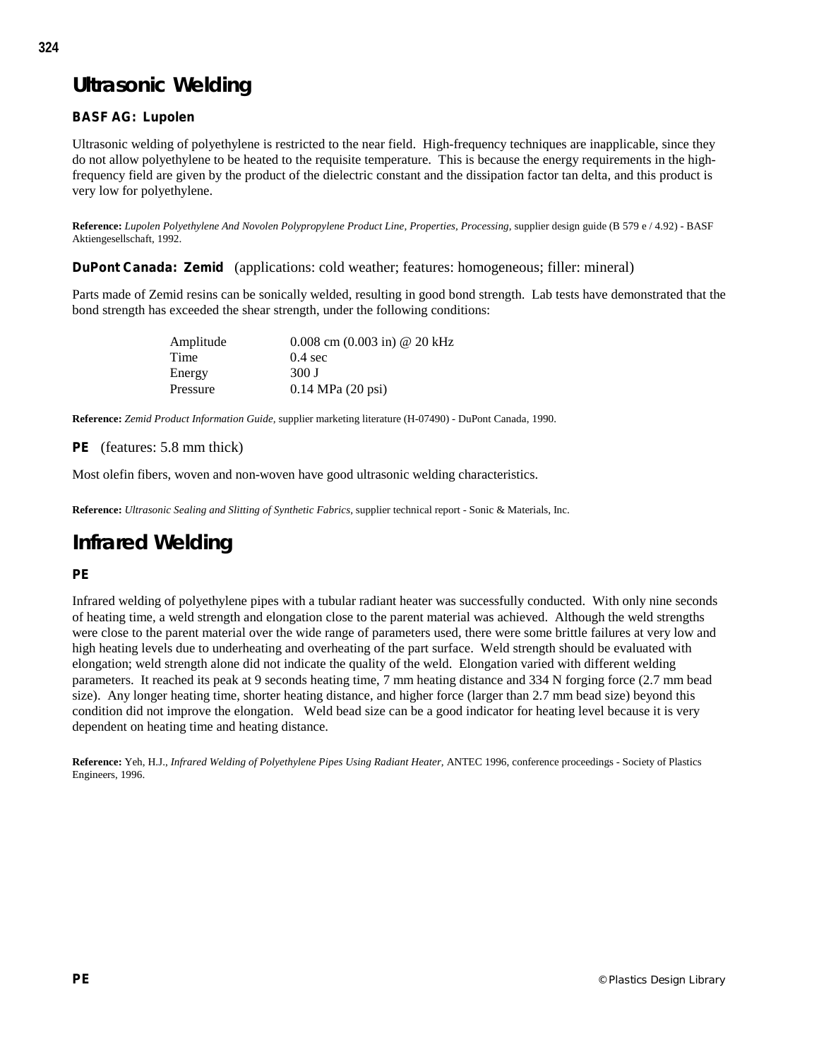# Ultrasonic Welding

### BASF AG: Lupolen

Ultrasonic welding of polyethylene is restricted to the near field. High-frequency techniques are inapplicable, since they do not allow polyethylene to be heated to the requisite temperature. This is because the energy requirements in the high-frequency field are given by the product of the dielectric constant and the dissipation factor tan delta, and this product is very low for polyethylene.

**Reference:** *Lupolen Polyethylene And Novolen Polypropylene Product Line, Properties, Processing,* supplier design guide (B 579 e / 4.92) - BASF Aktiengesellschaft, 1992.

### DuPont Canada: Zemid (applications: cold weather; features: homogeneous; filler: mineral)

Parts made of Zemid resins can be sonically welded, resulting in good bond strength. Lab tests have demonstrated that the bond strength has exceeded the shear strength, under the following conditions:

| | |
|---|---|
| Amplitude | 0.008 cm (0.003 in) @ 20 kHz |
| Time | 0.4 sec |
| Energy | 300 J |
| Pressure | 0.14 MPa (20 psi) |

**Reference:** *Zemid Product Information Guide,* supplier marketing literature (H-07490) - DuPont Canada, 1990.

### PE (features: 5.8 mm thick)

Most olefin fibers, woven and non-woven have good ultrasonic welding characteristics.

**Reference:** *Ultrasonic Sealing and Slitting of Synthetic Fabrics,* supplier technical report - Sonic & Materials, Inc.

# Infrared Welding

### PE

Infrared welding of polyethylene pipes with a tubular radiant heater was successfully conducted. With only nine seconds of heating time, a weld strength and elongation close to the parent material was achieved. Although the weld strengths were close to the parent material over the wide range of parameters used, there were some brittle failures at very low and high heating levels due to underheating and overheating of the part surface. Weld strength should be evaluated with elongation; weld strength alone did not indicate the quality of the weld. Elongation varied with different welding parameters. It reached its peak at 9 seconds heating time, 7 mm heating distance and 334 N forging force (2.7 mm bead size). Any longer heating time, shorter heating distance, and higher force (larger than 2.7 mm bead size) beyond this condition did not improve the elongation. Weld bead size can be a good indicator for heating level because it is very dependent on heating time and heating distance.

**Reference:** Yeh, H.J., *Infrared Welding of Polyethylene Pipes Using Radiant Heater,* ANTEC 1996, conference proceedings - Society of Plastics Engineers, 1996.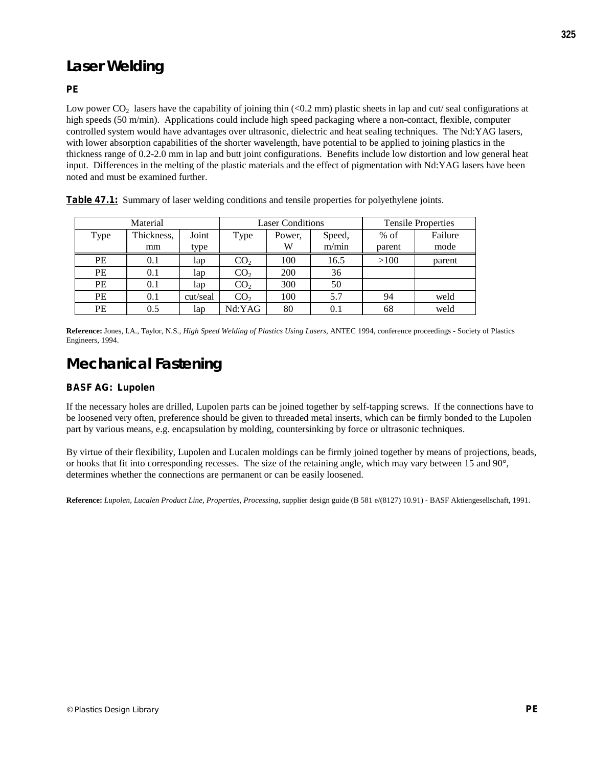# Laser Welding

### PE

Low power $CO_2$ lasers have the capability of joining thin (<0.2 mm) plastic sheets in lap and cut/ seal configurations at high speeds (50 m/min). Applications could include high speed packaging where a non-contact, flexible, computer controlled system would have advantages over ultrasonic, dielectric and heat sealing techniques. The Nd:YAG lasers, with lower absorption capabilities of the shorter wavelength, have potential to be applied to joining plastics in the thickness range of 0.2-2.0 mm in lap and butt joint configurations. Benefits include low distortion and low general heat input. Differences in the melting of the plastic materials and the effect of pigmentation with Nd:YAG lasers have been noted and must be examined further.

**Table 47.1:** Summary of laser welding conditions and tensile properties for polyethylene joints.

| Material | | | Laser Conditions | | | Tensile Properties | |
|---|---|---|---|---|---|---|---|
| Type | Thickness, mm | Joint type | Type | Power, W | Speed, m/min | % of parent | Failure mode |
| PE | 0.1 | lap | $CO_2$ | 100 | 16.5 | >100 | parent |
| PE | 0.1 | lap | $CO_2$ | 200 | 36 | | |
| PE | 0.1 | lap | $CO_2$ | 300 | 50 | | |
| PE | 0.1 | cut/seal | $CO_2$ | 100 | 5.7 | 94 | weld |
| PE | 0.5 | lap | Nd:YAG | 80 | 0.1 | 68 | weld |

**Reference:** Jones, I.A., Taylor, N.S., *High Speed Welding of Plastics Using Lasers*, ANTEC 1994, conference proceedings - Society of Plastics Engineers, 1994.

# Mechanical Fastening

### BASF AG: Lupolen

If the necessary holes are drilled, Lupolen parts can be joined together by self-tapping screws. If the connections have to be loosened very often, preference should be given to threaded metal inserts, which can be firmly bonded to the Lupolen part by various means, e.g. encapsulation by molding, countersinking by force or ultrasonic techniques.

By virtue of their flexibility, Lupolen and Lucalen moldings can be firmly joined together by means of projections, beads, or hooks that fit into corresponding recesses. The size of the retaining angle, which may vary between 15 and 90°, determines whether the connections are permanent or can be easily loosened.

**Reference:** *Lupolen, Lucalen Product Line, Properties, Processing*, supplier design guide (B 581 e/(8127) 10.91) - BASF Aktiengesellschaft, 1991.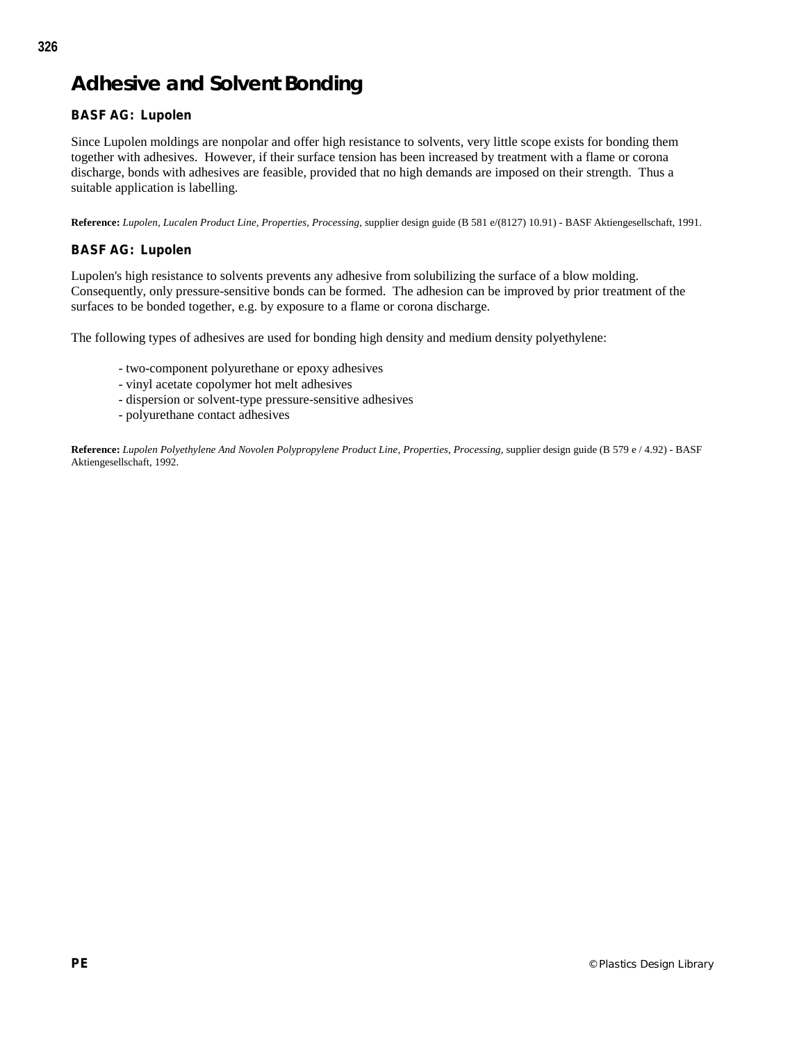# Adhesive and Solvent Bonding

### BASF AG: Lupolen

Since Lupolen moldings are nonpolar and offer high resistance to solvents, very little scope exists for bonding them together with adhesives. However, if their surface tension has been increased by treatment with a flame or corona discharge, bonds with adhesives are feasible, provided that no high demands are imposed on their strength. Thus a suitable application is labelling.

**Reference:** *Lupolen, Lucalen Product Line, Properties, Processing*, supplier design guide (B 581 e/(8127) 10.91) - BASF Aktiengesellschaft, 1991.

### BASF AG: Lupolen

Lupolen's high resistance to solvents prevents any adhesive from solubilizing the surface of a blow molding. Consequently, only pressure-sensitive bonds can be formed. The adhesion can be improved by prior treatment of the surfaces to be bonded together, e.g. by exposure to a flame or corona discharge.

The following types of adhesives are used for bonding high density and medium density polyethylene:

- two-component polyurethane or epoxy adhesives
- vinyl acetate copolymer hot melt adhesives
- dispersion or solvent-type pressure-sensitive adhesives
- polyurethane contact adhesives

**Reference:** *Lupolen Polyethylene And Novolen Polypropylene Product Line, Properties, Processing*, supplier design guide (B 579 e / 4.92) - BASF Aktiengesellschaft, 1992.